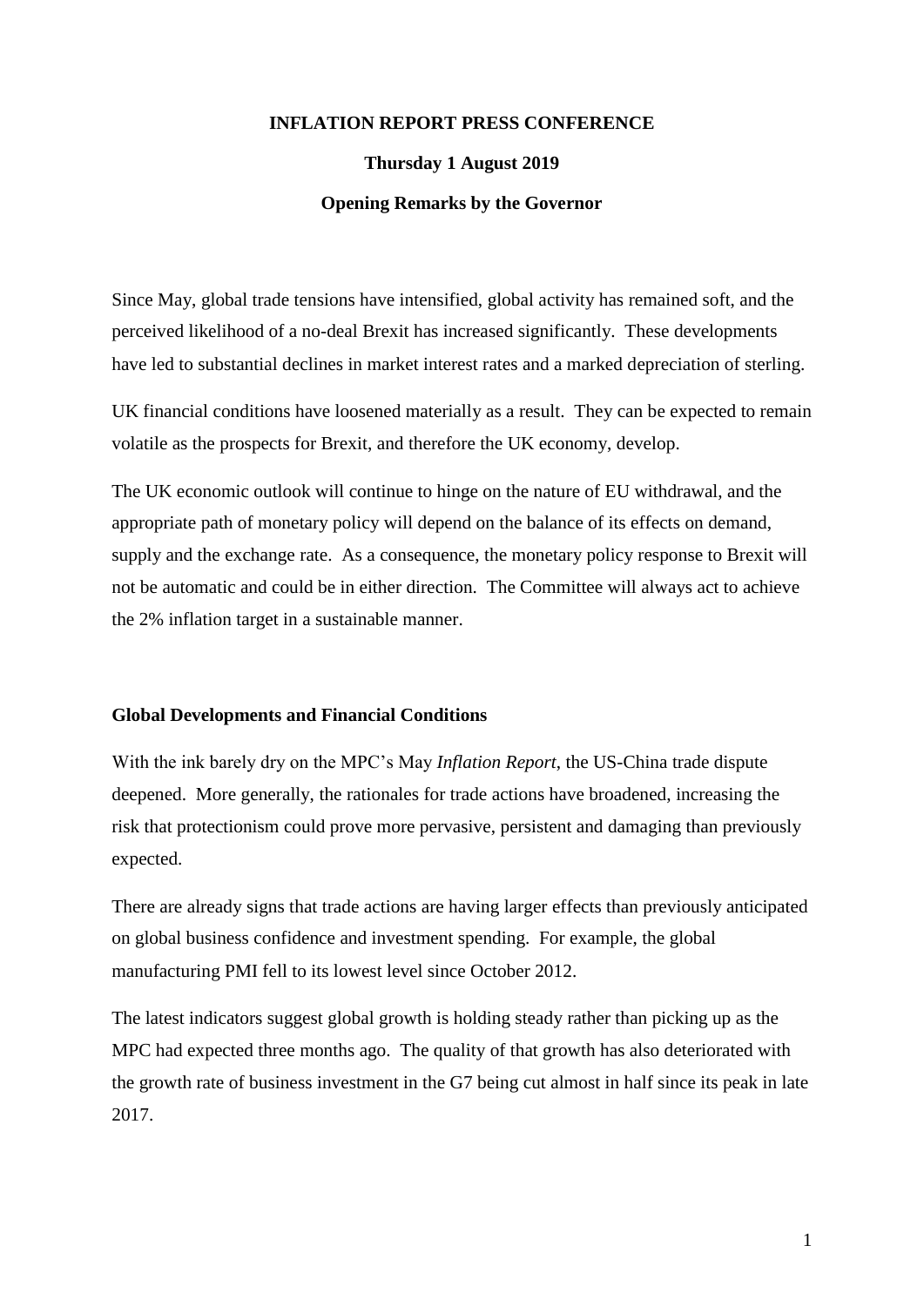**INFLATION REPORT PRESS CONFERENCE**

**Thursday 1 August 2019**

**Opening Remarks by the Governor**

Since May, global trade tensions have intensified, global activity has remained soft, and the perceived likelihood of a no-deal Brexit has increased significantly. These developments have led to substantial declines in market interest rates and a marked depreciation of sterling.

UK financial conditions have loosened materially as a result. They can be expected to remain volatile as the prospects for Brexit, and therefore the UK economy, develop.

The UK economic outlook will continue to hinge on the nature of EU withdrawal, and the appropriate path of monetary policy will depend on the balance of its effects on demand, supply and the exchange rate. As a consequence, the monetary policy response to Brexit will not be automatic and could be in either direction. The Committee will always act to achieve the 2% inflation target in a sustainable manner.

## Global Developments and Financial Conditions

With the ink barely dry on the MPC's May *Inflation Report*, the US-China trade dispute deepened. More generally, the rationales for trade actions have broadened, increasing the risk that protectionism could prove more pervasive, persistent and damaging than previously expected.

There are already signs that trade actions are having larger effects than previously anticipated on global business confidence and investment spending. For example, the global manufacturing PMI fell to its lowest level since October 2012.

The latest indicators suggest global growth is holding steady rather than picking up as the MPC had expected three months ago. The quality of that growth has also deteriorated with the growth rate of business investment in the G7 being cut almost in half since its peak in late 2017.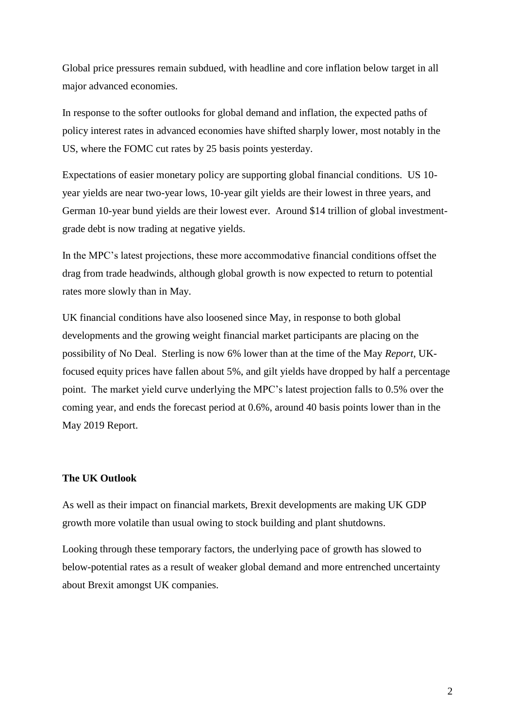Global price pressures remain subdued, with headline and core inflation below target in all major advanced economies.

In response to the softer outlooks for global demand and inflation, the expected paths of policy interest rates in advanced economies have shifted sharply lower, most notably in the US, where the FOMC cut rates by 25 basis points yesterday.

Expectations of easier monetary policy are supporting global financial conditions. US 10-year yields are near two-year lows, 10-year gilt yields are their lowest in three years, and German 10-year bund yields are their lowest ever. Around $14 trillion of global investment-grade debt is now trading at negative yields.

In the MPC's latest projections, these more accommodative financial conditions offset the drag from trade headwinds, although global growth is now expected to return to potential rates more slowly than in May.

UK financial conditions have also loosened since May, in response to both global developments and the growing weight financial market participants are placing on the possibility of No Deal. Sterling is now 6% lower than at the time of the May *Report*, UK-focused equity prices have fallen about 5%, and gilt yields have dropped by half a percentage point. The market yield curve underlying the MPC's latest projection falls to 0.5% over the coming year, and ends the forecast period at 0.6%, around 40 basis points lower than in the May 2019 Report.

**The UK Outlook**

As well as their impact on financial markets, Brexit developments are making UK GDP growth more volatile than usual owing to stock building and plant shutdowns.

Looking through these temporary factors, the underlying pace of growth has slowed to below-potential rates as a result of weaker global demand and more entrenched uncertainty about Brexit amongst UK companies.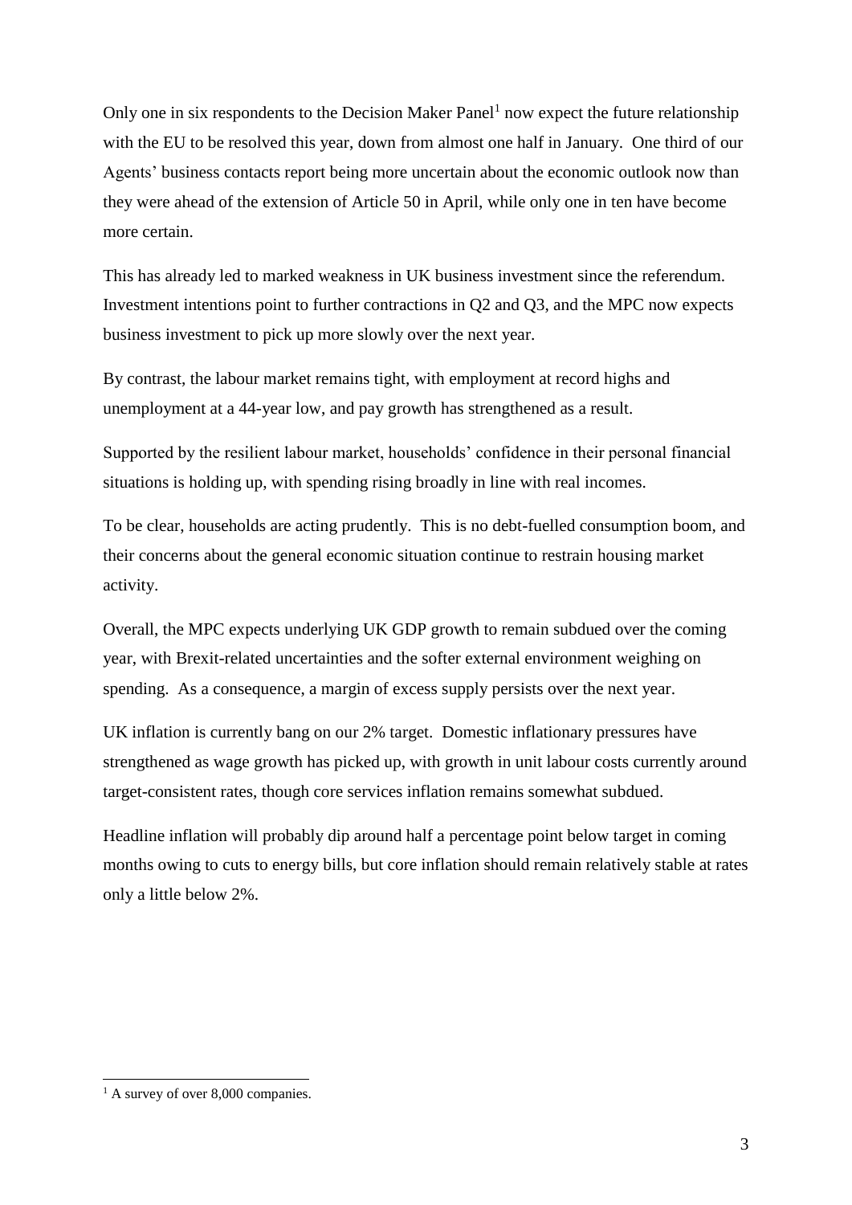Only one in six respondents to the Decision Maker Panel[1] now expect the future relationship with the EU to be resolved this year, down from almost one half in January. One third of our Agents' business contacts report being more uncertain about the economic outlook now than they were ahead of the extension of Article 50 in April, while only one in ten have become more certain.

This has already led to marked weakness in UK business investment since the referendum. Investment intentions point to further contractions in Q2 and Q3, and the MPC now expects business investment to pick up more slowly over the next year.

By contrast, the labour market remains tight, with employment at record highs and unemployment at a 44-year low, and pay growth has strengthened as a result.

Supported by the resilient labour market, households' confidence in their personal financial situations is holding up, with spending rising broadly in line with real incomes.

To be clear, households are acting prudently. This is no debt-fuelled consumption boom, and their concerns about the general economic situation continue to restrain housing market activity.

Overall, the MPC expects underlying UK GDP growth to remain subdued over the coming year, with Brexit-related uncertainties and the softer external environment weighing on spending. As a consequence, a margin of excess supply persists over the next year.

UK inflation is currently bang on our 2% target. Domestic inflationary pressures have strengthened as wage growth has picked up, with growth in unit labour costs currently around target-consistent rates, though core services inflation remains somewhat subdued.

Headline inflation will probably dip around half a percentage point below target in coming months owing to cuts to energy bills, but core inflation should remain relatively stable at rates only a little below 2%.

[1] A survey of over 8,000 companies.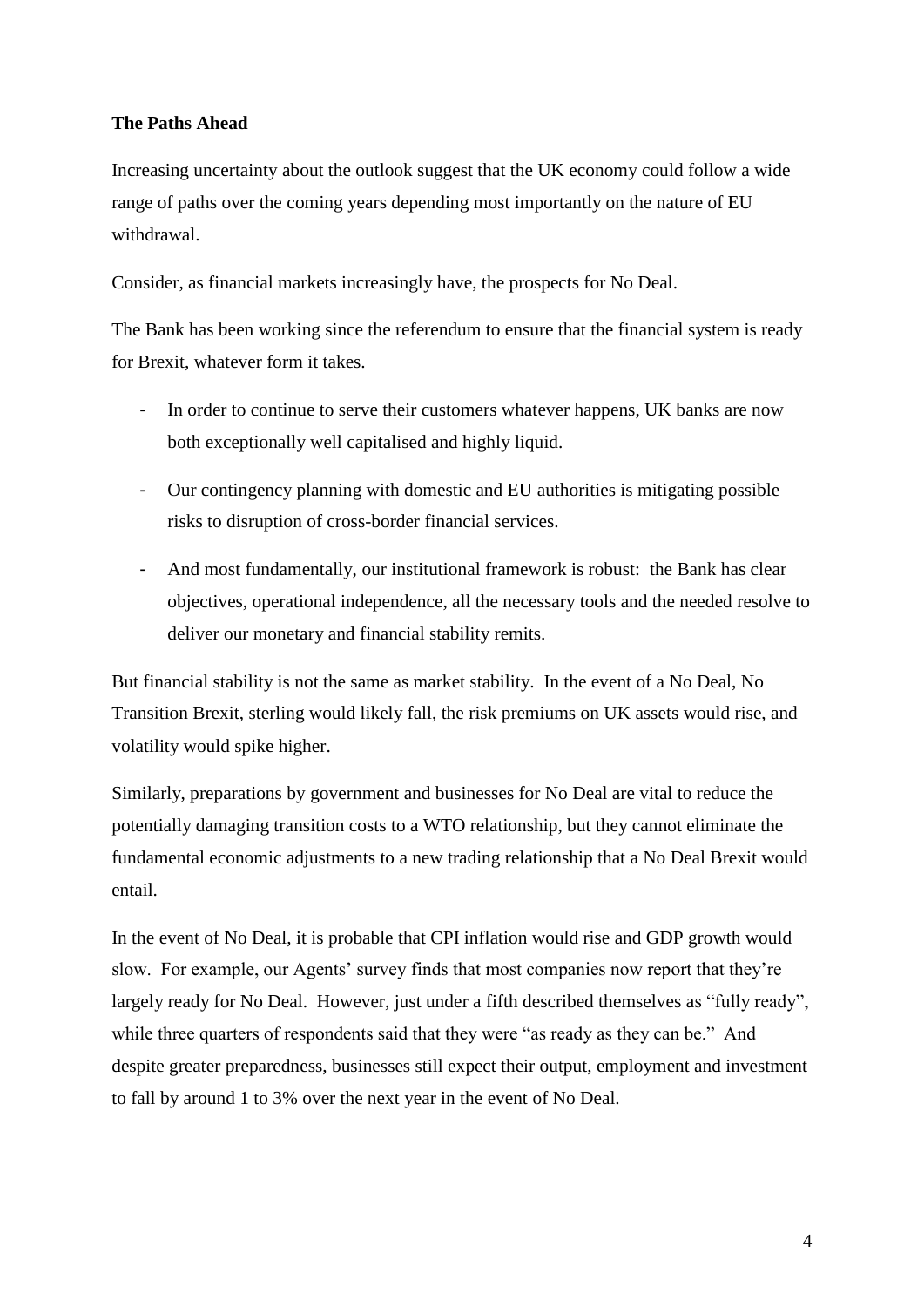**The Paths Ahead**

Increasing uncertainty about the outlook suggest that the UK economy could follow a wide range of paths over the coming years depending most importantly on the nature of EU withdrawal.

Consider, as financial markets increasingly have, the prospects for No Deal.

The Bank has been working since the referendum to ensure that the financial system is ready for Brexit, whatever form it takes.

- In order to continue to serve their customers whatever happens, UK banks are now both exceptionally well capitalised and highly liquid.
- Our contingency planning with domestic and EU authorities is mitigating possible risks to disruption of cross-border financial services.
- And most fundamentally, our institutional framework is robust: the Bank has clear objectives, operational independence, all the necessary tools and the needed resolve to deliver our monetary and financial stability remits.

But financial stability is not the same as market stability. In the event of a No Deal, No Transition Brexit, sterling would likely fall, the risk premiums on UK assets would rise, and volatility would spike higher.

Similarly, preparations by government and businesses for No Deal are vital to reduce the potentially damaging transition costs to a WTO relationship, but they cannot eliminate the fundamental economic adjustments to a new trading relationship that a No Deal Brexit would entail.

In the event of No Deal, it is probable that CPI inflation would rise and GDP growth would slow. For example, our Agents' survey finds that most companies now report that they're largely ready for No Deal. However, just under a fifth described themselves as "fully ready", while three quarters of respondents said that they were "as ready as they can be." And despite greater preparedness, businesses still expect their output, employment and investment to fall by around 1 to 3% over the next year in the event of No Deal.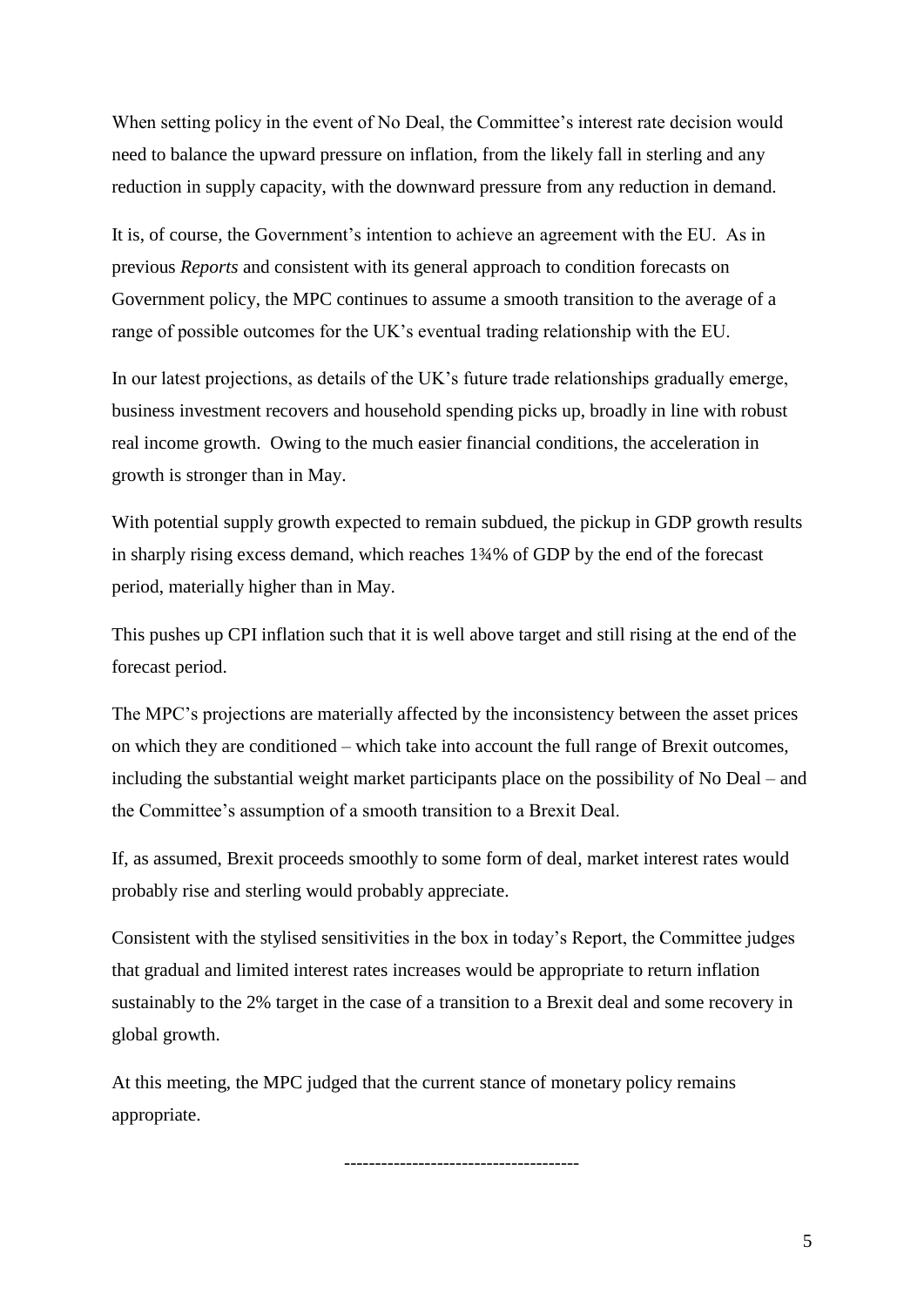When setting policy in the event of No Deal, the Committee's interest rate decision would need to balance the upward pressure on inflation, from the likely fall in sterling and any reduction in supply capacity, with the downward pressure from any reduction in demand.

It is, of course, the Government's intention to achieve an agreement with the EU. As in previous *Reports* and consistent with its general approach to condition forecasts on Government policy, the MPC continues to assume a smooth transition to the average of a range of possible outcomes for the UK's eventual trading relationship with the EU.

In our latest projections, as details of the UK's future trade relationships gradually emerge, business investment recovers and household spending picks up, broadly in line with robust real income growth. Owing to the much easier financial conditions, the acceleration in growth is stronger than in May.

With potential supply growth expected to remain subdued, the pickup in GDP growth results in sharply rising excess demand, which reaches 1¾% of GDP by the end of the forecast period, materially higher than in May.

This pushes up CPI inflation such that it is well above target and still rising at the end of the forecast period.

The MPC's projections are materially affected by the inconsistency between the asset prices on which they are conditioned – which take into account the full range of Brexit outcomes, including the substantial weight market participants place on the possibility of No Deal – and the Committee's assumption of a smooth transition to a Brexit Deal.

If, as assumed, Brexit proceeds smoothly to some form of deal, market interest rates would probably rise and sterling would probably appreciate.

Consistent with the stylised sensitivities in the box in today's Report, the Committee judges that gradual and limited interest rates increases would be appropriate to return inflation sustainably to the 2% target in the case of a transition to a Brexit deal and some recovery in global growth.

At this meeting, the MPC judged that the current stance of monetary policy remains appropriate.

-------------------------------------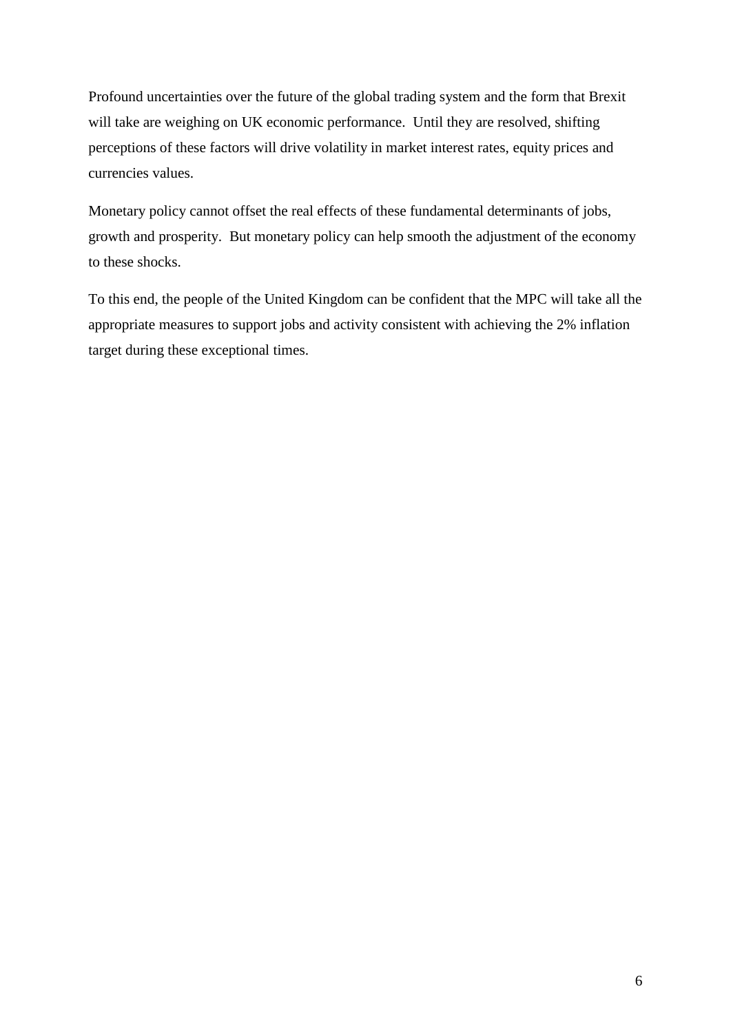Profound uncertainties over the future of the global trading system and the form that Brexit will take are weighing on UK economic performance.  Until they are resolved, shifting perceptions of these factors will drive volatility in market interest rates, equity prices and currencies values.

Monetary policy cannot offset the real effects of these fundamental determinants of jobs, growth and prosperity.  But monetary policy can help smooth the adjustment of the economy to these shocks.

To this end, the people of the United Kingdom can be confident that the MPC will take all the appropriate measures to support jobs and activity consistent with achieving the 2% inflation target during these exceptional times.